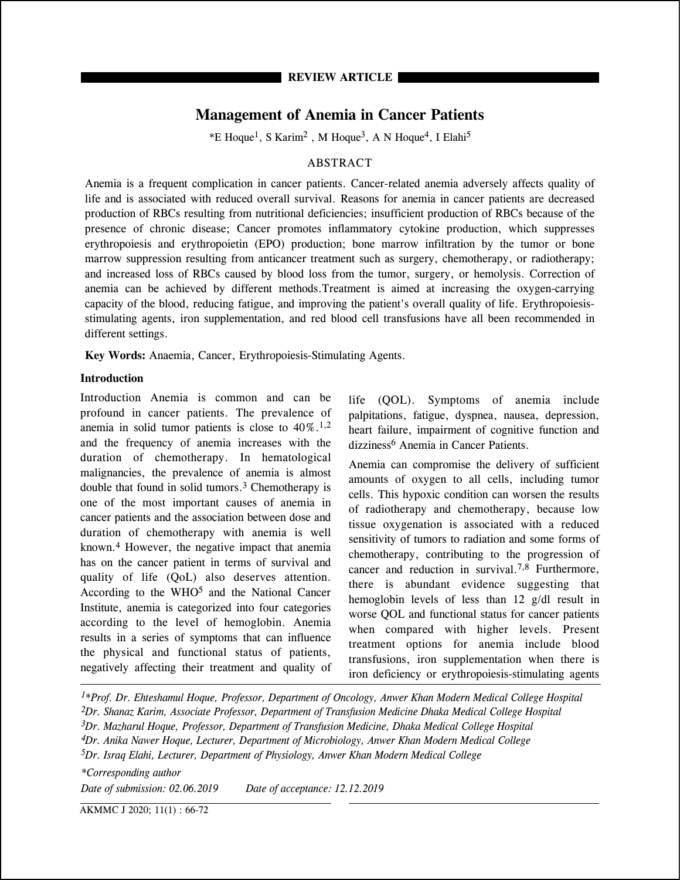REVIEW ARTICLE

# Management of Anemia in Cancer Patients

*E Hoque[1], S Karim[2] , M Hoque[3], A N Hoque[4], I Elahi[5]

## ABSTRACT

Anemia is a frequent complication in cancer patients. Cancer-related anemia adversely affects quality of life and is associated with reduced overall survival. Reasons for anemia in cancer patients are decreased production of RBCs resulting from nutritional deficiencies; insufficient production of RBCs because of the presence of chronic disease; Cancer promotes inflammatory cytokine production, which suppresses erythropoiesis and erythropoietin (EPO) production; bone marrow infiltration by the tumor or bone marrow suppression resulting from anticancer treatment such as surgery, chemotherapy, or radiotherapy; and increased loss of RBCs caused by blood loss from the tumor, surgery, or hemolysis. Correction of anemia can be achieved by different methods.Treatment is aimed at increasing the oxygen-carrying capacity of the blood, reducing fatigue, and improving the patient's overall quality of life. Erythropoiesis-stimulating agents, iron supplementation, and red blood cell transfusions have all been recommended in different settings.

**Key Words:** Anaemia, Cancer, Erythropoiesis-Stimulating Agents.

## Introduction

Introduction Anemia is common and can be profound in cancer patients. The prevalence of anemia in solid tumor patients is close to 40%.[1,2] and the frequency of anemia increases with the duration of chemotherapy. In hematological malignancies, the prevalence of anemia is almost double that found in solid tumors.[3] Chemotherapy is one of the most important causes of anemia in cancer patients and the association between dose and duration of chemotherapy with anemia is well known.[4] However, the negative impact that anemia has on the cancer patient in terms of survival and quality of life (QoL) also deserves attention. According to the WHO[5] and the National Cancer Institute, anemia is categorized into four categories according to the level of hemoglobin. Anemia results in a series of symptoms that can influence the physical and functional status of patients, negatively affecting their treatment and quality of life (QOL). Symptoms of anemia include palpitations, fatigue, dyspnea, nausea, depression, heart failure, impairment of cognitive function and dizziness[6] Anemia in Cancer Patients.

Anemia can compromise the delivery of sufficient amounts of oxygen to all cells, including tumor cells. This hypoxic condition can worsen the results of radiotherapy and chemotherapy, because low tissue oxygenation is associated with a reduced sensitivity of tumors to radiation and some forms of chemotherapy, contributing to the progression of cancer and reduction in survival.[7,8] Furthermore, there is abundant evidence suggesting that hemoglobin levels of less than 12 g/dl result in worse QOL and functional status for cancer patients when compared with higher levels. Present treatment options for anemia include blood transfusions, iron supplementation when there is iron deficiency or erythropoiesis-stimulating agents

---

*[1]\*Prof. Dr. Ehteshamul Hoque, Professor, Department of Oncology, Anwer Khan Modern Medical College Hospital*
*[2]Dr. Shanaz Karim, Associate Professor, Department of Transfusion Medicine Dhaka Medical College Hospital*
*[3]Dr. Mazharul Hoque, Professor, Department of Transfusion Medicine, Dhaka Medical College Hospital*
*[4]Dr. Anika Nawer Hoque, Lecturer, Department of Microbiology, Anwer Khan Modern Medical College*
*[5]Dr. Israq Elahi, Lecturer, Department of Physiology, Anwer Khan Modern Medical College*

*\*Corresponding author*

*Date of submission: 02.06.2019 Date of acceptance: 12.12.2019*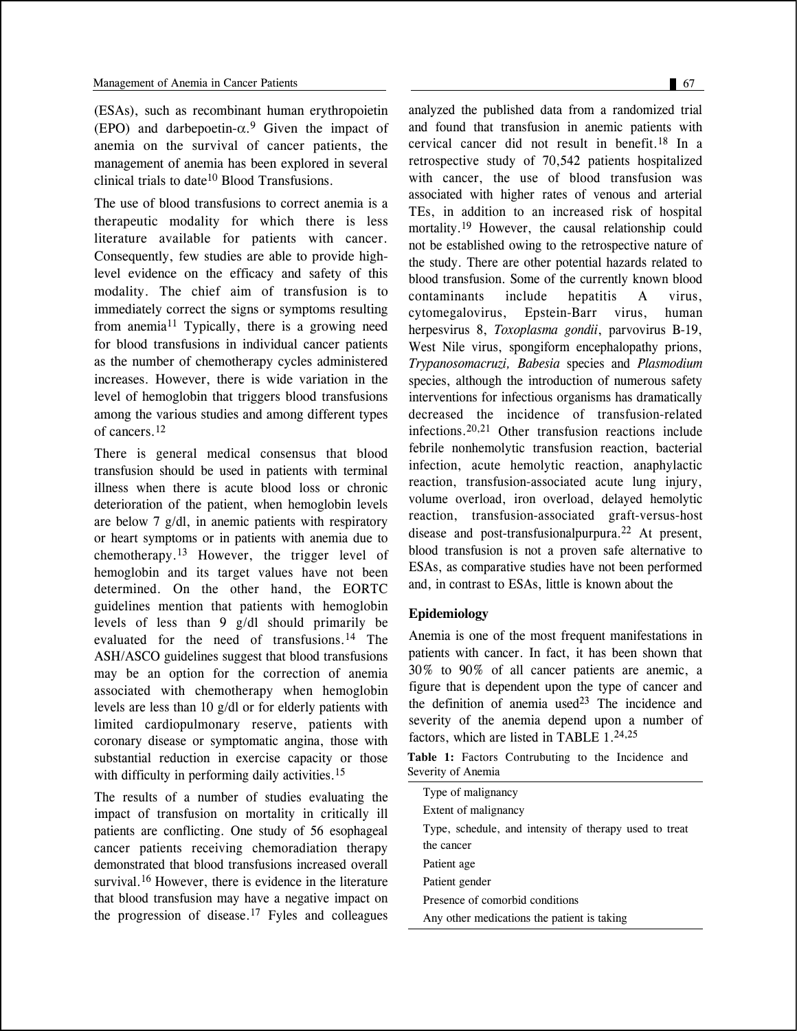(ESAs), such as recombinant human erythropoietin (EPO) and darbepoetin-α.[9] Given the impact of anemia on the survival of cancer patients, the management of anemia has been explored in several clinical trials to date[10] Blood Transfusions.

The use of blood transfusions to correct anemia is a therapeutic modality for which there is less literature available for patients with cancer. Consequently, few studies are able to provide high-level evidence on the efficacy and safety of this modality. The chief aim of transfusion is to immediately correct the signs or symptoms resulting from anemia[11] Typically, there is a growing need for blood transfusions in individual cancer patients as the number of chemotherapy cycles administered increases. However, there is wide variation in the level of hemoglobin that triggers blood transfusions among the various studies and among different types of cancers.[12]

There is general medical consensus that blood transfusion should be used in patients with terminal illness when there is acute blood loss or chronic deterioration of the patient, when hemoglobin levels are below 7 g/dl, in anemic patients with respiratory or heart symptoms or in patients with anemia due to chemotherapy.[13] However, the trigger level of hemoglobin and its target values have not been determined. On the other hand, the EORTC guidelines mention that patients with hemoglobin levels of less than 9 g/dl should primarily be evaluated for the need of transfusions.[14] The ASH/ASCO guidelines suggest that blood transfusions may be an option for the correction of anemia associated with chemotherapy when hemoglobin levels are less than 10 g/dl or for elderly patients with limited cardiopulmonary reserve, patients with coronary disease or symptomatic angina, those with substantial reduction in exercise capacity or those with difficulty in performing daily activities.[15]

The results of a number of studies evaluating the impact of transfusion on mortality in critically ill patients are conflicting. One study of 56 esophageal cancer patients receiving chemoradiation therapy demonstrated that blood transfusions increased overall survival.[16] However, there is evidence in the literature that blood transfusion may have a negative impact on the progression of disease.[17] Fyles and colleagues analyzed the published data from a randomized trial and found that transfusion in anemic patients with cervical cancer did not result in benefit.[18] In a retrospective study of 70,542 patients hospitalized with cancer, the use of blood transfusion was associated with higher rates of venous and arterial TEs, in addition to an increased risk of hospital mortality.[19] However, the causal relationship could not be established owing to the retrospective nature of the study. There are other potential hazards related to blood transfusion. Some of the currently known blood contaminants include hepatitis A virus, cytomegalovirus, Epstein-Barr virus, human herpesvirus 8, *Toxoplasma gondii*, parvovirus B-19, West Nile virus, spongiform encephalopathy prions, *Trypanosomacruzi, Babesia* species and *Plasmodium* species, although the introduction of numerous safety interventions for infectious organisms has dramatically decreased the incidence of transfusion-related infections.[20,21] Other transfusion reactions include febrile nonhemolytic transfusion reaction, bacterial infection, acute hemolytic reaction, anaphylactic reaction, transfusion-associated acute lung injury, volume overload, iron overload, delayed hemolytic reaction, transfusion-associated graft-versus-host disease and post-transfusionalpurpura.[22] At present, blood transfusion is not a proven safe alternative to ESAs, as comparative studies have not been performed and, in contrast to ESAs, little is known about the

## Epidemiology

Anemia is one of the most frequent manifestations in patients with cancer. In fact, it has been shown that 30% to 90% of all cancer patients are anemic, a figure that is dependent upon the type of cancer and the definition of anemia used[23] The incidence and severity of the anemia depend upon a number of factors, which are listed in TABLE 1.[24,25]

**Table 1:** Factors Contrubuting to the Incidence and Severity of Anemia

| Factors |
|---|
| Type of malignancy |
| Extent of malignancy |
| Type, schedule, and intensity of therapy used to treat the cancer |
| Patient age |
| Patient gender |
| Presence of comorbid conditions |
| Any other medications the patient is taking |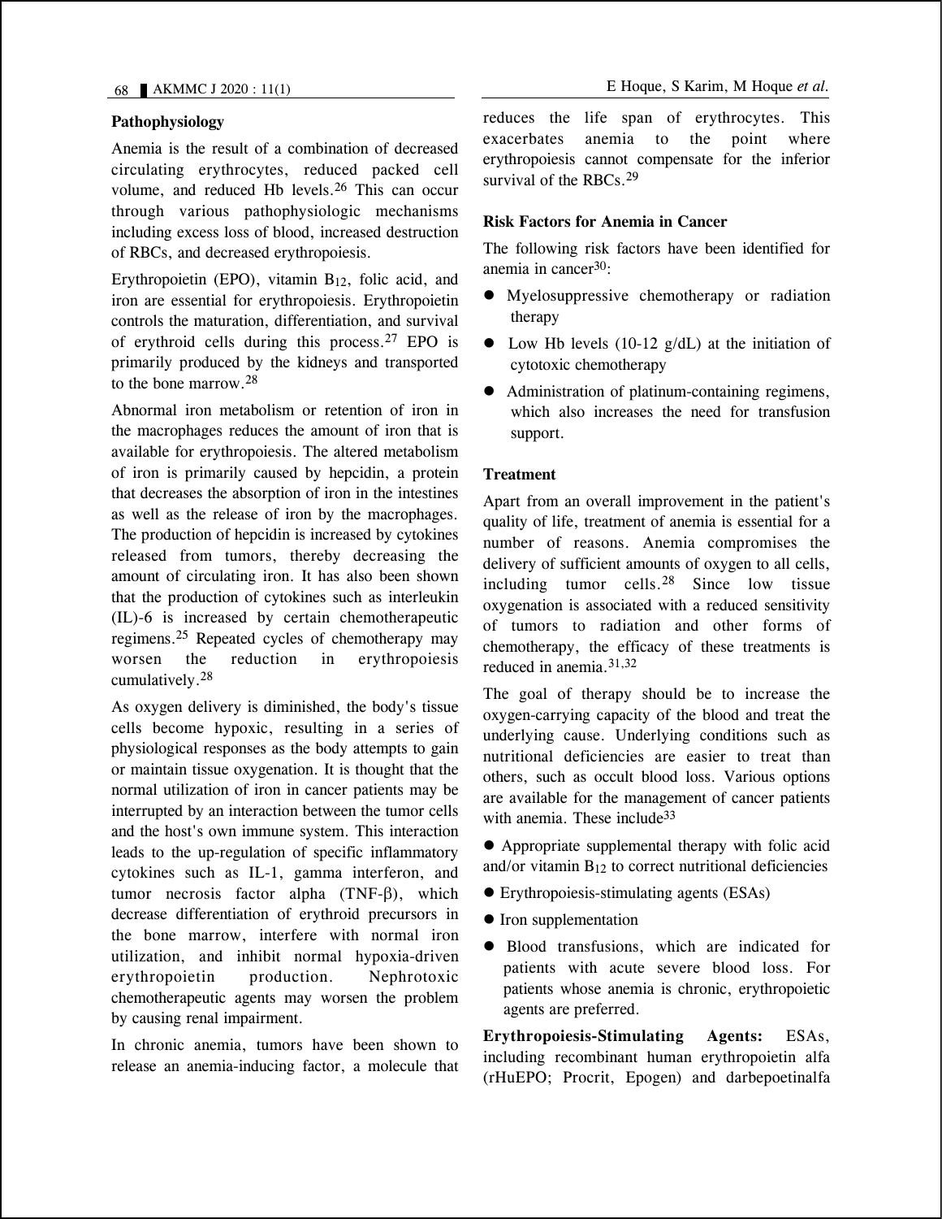### Pathophysiology

Anemia is the result of a combination of decreased circulating erythrocytes, reduced packed cell volume, and reduced Hb levels.[26] This can occur through various pathophysiologic mechanisms including excess loss of blood, increased destruction of RBCs, and decreased erythropoiesis.

Erythropoietin (EPO), vitamin $B_{12}$, folic acid, and iron are essential for erythropoiesis. Erythropoietin controls the maturation, differentiation, and survival of erythroid cells during this process.[27] EPO is primarily produced by the kidneys and transported to the bone marrow.[28]

Abnormal iron metabolism or retention of iron in the macrophages reduces the amount of iron that is available for erythropoiesis. The altered metabolism of iron is primarily caused by hepcidin, a protein that decreases the absorption of iron in the intestines as well as the release of iron by the macrophages. The production of hepcidin is increased by cytokines released from tumors, thereby decreasing the amount of circulating iron. It has also been shown that the production of cytokines such as interleukin (IL)-6 is increased by certain chemotherapeutic regimens.[25] Repeated cycles of chemotherapy may worsen the reduction in erythropoiesis cumulatively.[28]

As oxygen delivery is diminished, the body's tissue cells become hypoxic, resulting in a series of physiological responses as the body attempts to gain or maintain tissue oxygenation. It is thought that the normal utilization of iron in cancer patients may be interrupted by an interaction between the tumor cells and the host's own immune system. This interaction leads to the up-regulation of specific inflammatory cytokines such as IL-1, gamma interferon, and tumor necrosis factor alpha (TNF-β), which decrease differentiation of erythroid precursors in the bone marrow, interfere with normal iron utilization, and inhibit normal hypoxia-driven erythropoietin production. Nephrotoxic chemotherapeutic agents may worsen the problem by causing renal impairment.

In chronic anemia, tumors have been shown to release an anemia-inducing factor, a molecule that reduces the life span of erythrocytes. This exacerbates anemia to the point where erythropoiesis cannot compensate for the inferior survival of the RBCs.[29]

### Risk Factors for Anemia in Cancer

The following risk factors have been identified for anemia in cancer[30]:

- Myelosuppressive chemotherapy or radiation therapy
- Low Hb levels (10-12 g/dL) at the initiation of cytotoxic chemotherapy
- Administration of platinum-containing regimens, which also increases the need for transfusion support.

### Treatment

Apart from an overall improvement in the patient's quality of life, treatment of anemia is essential for a number of reasons. Anemia compromises the delivery of sufficient amounts of oxygen to all cells, including tumor cells.[28] Since low tissue oxygenation is associated with a reduced sensitivity of tumors to radiation and other forms of chemotherapy, the efficacy of these treatments is reduced in anemia.[31,32]

The goal of therapy should be to increase the oxygen-carrying capacity of the blood and treat the underlying cause. Underlying conditions such as nutritional deficiencies are easier to treat than others, such as occult blood loss. Various options are available for the management of cancer patients with anemia. These include[33]

- Appropriate supplemental therapy with folic acid and/or vitamin $B_{12}$ to correct nutritional deficiencies
- Erythropoiesis-stimulating agents (ESAs)
- Iron supplementation
- Blood transfusions, which are indicated for patients with acute severe blood loss. For patients whose anemia is chronic, erythropoietic agents are preferred.

**Erythropoiesis-Stimulating Agents:** ESAs, including recombinant human erythropoietin alfa (rHuEPO; Procrit, Epogen) and darbepoetinalfa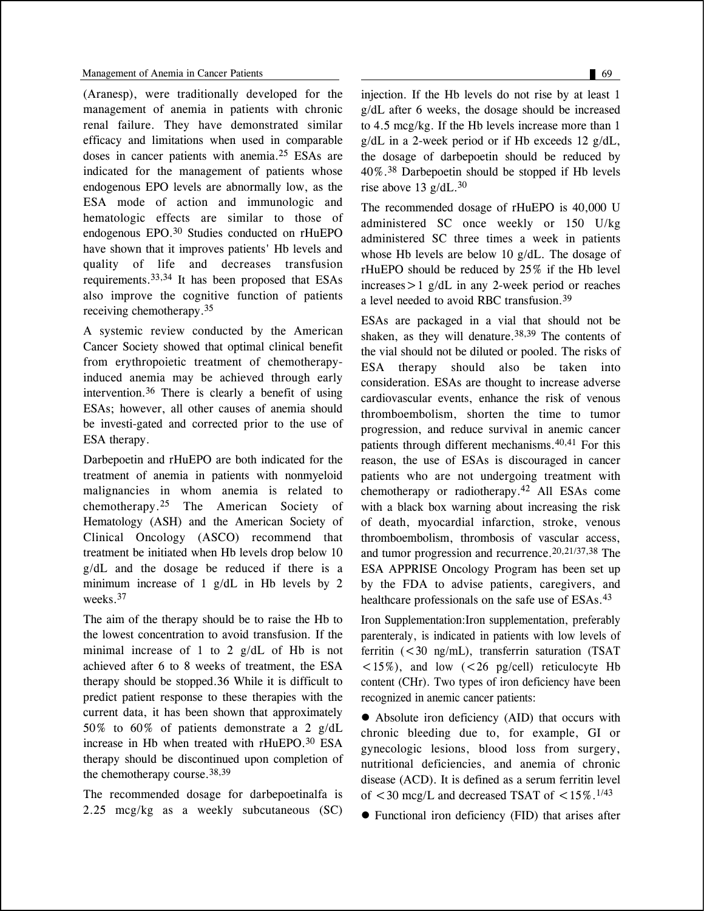(Aranesp), were traditionally developed for the management of anemia in patients with chronic renal failure. They have demonstrated similar efficacy and limitations when used in comparable doses in cancer patients with anemia.[25] ESAs are indicated for the management of patients whose endogenous EPO levels are abnormally low, as the ESA mode of action and immunologic and hematologic effects are similar to those of endogenous EPO.[30] Studies conducted on rHuEPO have shown that it improves patients' Hb levels and quality of life and decreases transfusion requirements.[33,34] It has been proposed that ESAs also improve the cognitive function of patients receiving chemotherapy.[35]

A systemic review conducted by the American Cancer Society showed that optimal clinical benefit from erythropoietic treatment of chemotherapy-induced anemia may be achieved through early intervention.[36] There is clearly a benefit of using ESAs; however, all other causes of anemia should be investi-gated and corrected prior to the use of ESA therapy.

Darbepoetin and rHuEPO are both indicated for the treatment of anemia in patients with nonmyeloid malignancies in whom anemia is related to chemotherapy.[25] The American Society of Hematology (ASH) and the American Society of Clinical Oncology (ASCO) recommend that treatment be initiated when Hb levels drop below 10 g/dL and the dosage be reduced if there is a minimum increase of 1 g/dL in Hb levels by 2 weeks.[37]

The aim of the therapy should be to raise the Hb to the lowest concentration to avoid transfusion. If the minimal increase of 1 to 2 g/dL of Hb is not achieved after 6 to 8 weeks of treatment, the ESA therapy should be stopped.36 While it is difficult to predict patient response to these therapies with the current data, it has been shown that approximately 50% to 60% of patients demonstrate a 2 g/dL increase in Hb when treated with rHuEPO.[30] ESA therapy should be discontinued upon completion of the chemotherapy course.[38,39]

The recommended dosage for darbepoetinalfa is 2.25 mcg/kg as a weekly subcutaneous (SC) injection. If the Hb levels do not rise by at least 1 g/dL after 6 weeks, the dosage should be increased to 4.5 mcg/kg. If the Hb levels increase more than 1 g/dL in a 2-week period or if Hb exceeds 12 g/dL, the dosage of darbepoetin should be reduced by 40%.[38] Darbepoetin should be stopped if Hb levels rise above 13 g/dL.[30]

The recommended dosage of rHuEPO is 40,000 U administered SC once weekly or 150 U/kg administered SC three times a week in patients whose Hb levels are below 10 g/dL. The dosage of rHuEPO should be reduced by 25% if the Hb level increases > 1 g/dL in any 2-week period or reaches a level needed to avoid RBC transfusion.[39]

ESAs are packaged in a vial that should not be shaken, as they will denature.[38,39] The contents of the vial should not be diluted or pooled. The risks of ESA therapy should also be taken into consideration. ESAs are thought to increase adverse cardiovascular events, enhance the risk of venous thromboembolism, shorten the time to tumor progression, and reduce survival in anemic cancer patients through different mechanisms.[40,41] For this reason, the use of ESAs is discouraged in cancer patients who are not undergoing treatment with chemotherapy or radiotherapy.[42] All ESAs come with a black box warning about increasing the risk of death, myocardial infarction, stroke, venous thromboembolism, thrombosis of vascular access, and tumor progression and recurrence.[20,21/37,38] The ESA APPRISE Oncology Program has been set up by the FDA to advise patients, caregivers, and healthcare professionals on the safe use of ESAs.[43]

Iron Supplementation:Iron supplementation, preferably parenteraly, is indicated in patients with low levels of ferritin (< 30 ng/mL), transferrin saturation (TSAT < 15%), and low (< 26 pg/cell) reticulocyte Hb content (CHr). Two types of iron deficiency have been recognized in anemic cancer patients:

- Absolute iron deficiency (AID) that occurs with chronic bleeding due to, for example, GI or gynecologic lesions, blood loss from surgery, nutritional deficiencies, and anemia of chronic disease (ACD). It is defined as a serum ferritin level of < 30 mcg/L and decreased TSAT of < 15%.[1/43]
- Functional iron deficiency (FID) that arises after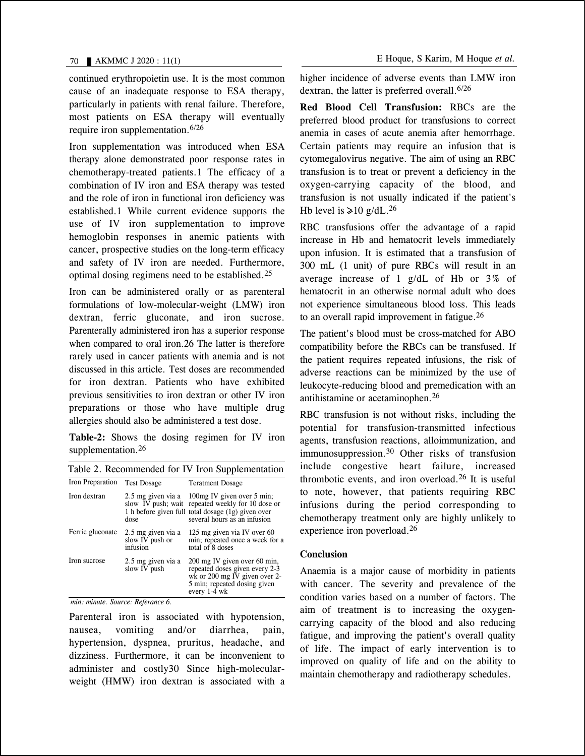continued erythropoietin use. It is the most common cause of an inadequate response to ESA therapy, particularly in patients with renal failure. Therefore, most patients on ESA therapy will eventually require iron supplementation.[6/26]

Iron supplementation was introduced when ESA therapy alone demonstrated poor response rates in chemotherapy-treated patients.1 The efficacy of a combination of IV iron and ESA therapy was tested and the role of iron in functional iron deficiency was established.1 While current evidence supports the use of IV iron supplementation to improve hemoglobin responses in anemic patients with cancer, prospective studies on the long-term efficacy and safety of IV iron are needed. Furthermore, optimal dosing regimens need to be established.[25]

Iron can be administered orally or as parenteral formulations of low-molecular-weight (LMW) iron dextran, ferric gluconate, and iron sucrose. Parenterally administered iron has a superior response when compared to oral iron.26 The latter is therefore rarely used in cancer patients with anemia and is not discussed in this article. Test doses are recommended for iron dextran. Patients who have exhibited previous sensitivities to iron dextran or other IV iron preparations or those who have multiple drug allergies should also be administered a test dose.

**Table-2:** Shows the dosing regimen for IV iron supplementation.[26]

Table 2. Recommended for IV Iron Supplementation

| Iron Preparation | Test Dosage | Teratment Dosage |
|---|---|---|
| Iron dextran | 2.5 mg given via a slow IV push; wait 1 h before given full dose | 100mg IV given over 5 min; repeated weekly for 10 dose or total dosage (1g) given over several hours as an infusion |
| Ferric gluconate | 2.5 mg given via a slow IV push or infusion | 125 mg given via IV over 60 min; repeated once a week for a total of 8 doses |
| Iron sucrose | 2.5 mg given via a slow IV push | 200 mg IV given over 60 min, repeated doses given every 2-3 wk or 200 mg IV given over 2-5 min; repeated dosing given every 1-4 wk |

*min: minute. Source: Referance 6.*

Parenteral iron is associated with hypotension, nausea, vomiting and/or diarrhea, pain, hypertension, dyspnea, pruritus, headache, and dizziness. Furthermore, it can be inconvenient to administer and costly30 Since high-molecular-weight (HMW) iron dextran is associated with a higher incidence of adverse events than LMW iron dextran, the latter is preferred overall.[6/26]

**Red Blood Cell Transfusion:** RBCs are the preferred blood product for transfusions to correct anemia in cases of acute anemia after hemorrhage. Certain patients may require an infusion that is cytomegalovirus negative. The aim of using an RBC transfusion is to treat or prevent a deficiency in the oxygen-carrying capacity of the blood, and transfusion is not usually indicated if the patient's Hb level is ⩾10 g/dL.[26]

RBC transfusions offer the advantage of a rapid increase in Hb and hematocrit levels immediately upon infusion. It is estimated that a transfusion of 300 mL (1 unit) of pure RBCs will result in an average increase of 1 g/dL of Hb or 3% of hematocrit in an otherwise normal adult who does not experience simultaneous blood loss. This leads to an overall rapid improvement in fatigue.[26]

The patient's blood must be cross-matched for ABO compatibility before the RBCs can be transfused. If the patient requires repeated infusions, the risk of adverse reactions can be minimized by the use of leukocyte-reducing blood and premedication with an antihistamine or acetaminophen.[26]

RBC transfusion is not without risks, including the potential for transfusion-transmitted infectious agents, transfusion reactions, alloimmunization, and immunosuppression.[30] Other risks of transfusion include congestive heart failure, increased thrombotic events, and iron overload.[26] It is useful to note, however, that patients requiring RBC infusions during the period corresponding to chemotherapy treatment only are highly unlikely to experience iron poverload.[26]

## Conclusion

Anaemia is a major cause of morbidity in patients with cancer. The severity and prevalence of the condition varies based on a number of factors. The aim of treatment is to increasing the oxygen-carrying capacity of the blood and also reducing fatigue, and improving the patient's overall quality of life. The impact of early intervention is to improved on quality of life and on the ability to maintain chemotherapy and radiotherapy schedules.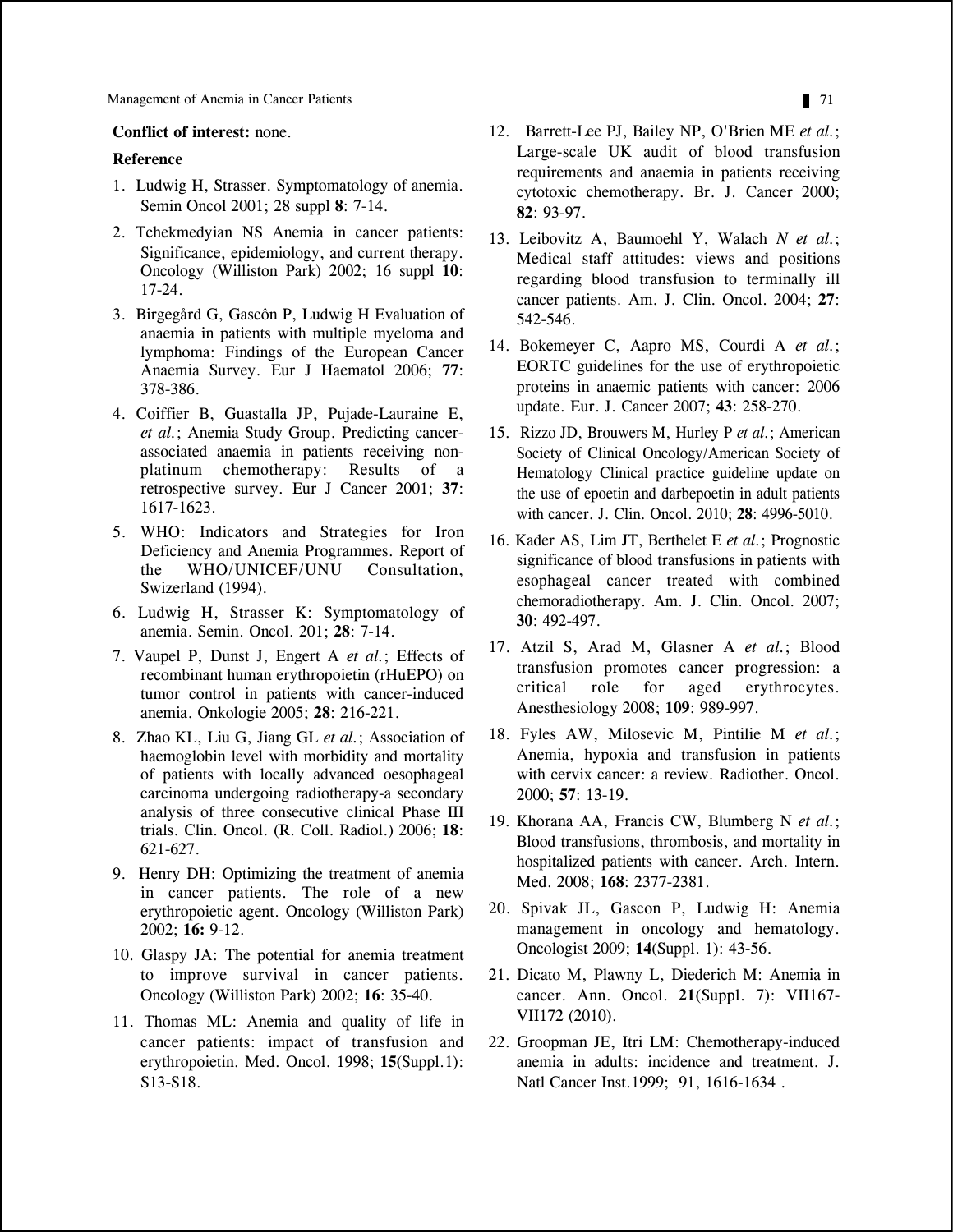**Conflict of interest:** none.

**Reference**

1. Ludwig H, Strasser. Symptomatology of anemia. Semin Oncol 2001; 28 suppl **8**: 7-14.
2. Tchekmedyian NS Anemia in cancer patients: Significance, epidemiology, and current therapy. Oncology (Williston Park) 2002; 16 suppl **10**: 17-24.
3. Birgegård G, Gascôn P, Ludwig H Evaluation of anaemia in patients with multiple myeloma and lymphoma: Findings of the European Cancer Anaemia Survey. Eur J Haematol 2006; **77**: 378-386.
4. Coiffier B, Guastalla JP, Pujade-Lauraine E, *et al.*; Anemia Study Group. Predicting cancer-associated anaemia in patients receiving non-platinum chemotherapy: Results of a retrospective survey. Eur J Cancer 2001; **37**: 1617-1623.
5. WHO: Indicators and Strategies for Iron Deficiency and Anemia Programmes. Report of the WHO/UNICEF/UNU Consultation, Swizerland (1994).
6. Ludwig H, Strasser K: Symptomatology of anemia. Semin. Oncol. 201; **28**: 7-14.
7. Vaupel P, Dunst J, Engert A *et al.*; Effects of recombinant human erythropoietin (rHuEPO) on tumor control in patients with cancer-induced anemia. Onkologie 2005; **28**: 216-221.
8. Zhao KL, Liu G, Jiang GL *et al.*; Association of haemoglobin level with morbidity and mortality of patients with locally advanced oesophageal carcinoma undergoing radiotherapy-a secondary analysis of three consecutive clinical Phase III trials. Clin. Oncol. (R. Coll. Radiol.) 2006; **18**: 621-627.
9. Henry DH: Optimizing the treatment of anemia in cancer patients. The role of a new erythropoietic agent. Oncology (Williston Park) 2002; **16:** 9-12.
10. Glaspy JA: The potential for anemia treatment to improve survival in cancer patients. Oncology (Williston Park) 2002; **16**: 35-40.
11. Thomas ML: Anemia and quality of life in cancer patients: impact of transfusion and erythropoietin. Med. Oncol. 1998; **15**(Suppl.1): S13-S18.
12. Barrett-Lee PJ, Bailey NP, O'Brien ME *et al.*; Large-scale UK audit of blood transfusion requirements and anaemia in patients receiving cytotoxic chemotherapy. Br. J. Cancer 2000; **82**: 93-97.
13. Leibovitz A, Baumoehl Y, Walach *N et al.*; Medical staff attitudes: views and positions regarding blood transfusion to terminally ill cancer patients. Am. J. Clin. Oncol. 2004; **27**: 542-546.
14. Bokemeyer C, Aapro MS, Courdi A *et al.*; EORTC guidelines for the use of erythropoietic proteins in anaemic patients with cancer: 2006 update. Eur. J. Cancer 2007; **43**: 258-270.
15. Rizzo JD, Brouwers M, Hurley P *et al.*; American Society of Clinical Oncology/American Society of Hematology Clinical practice guideline update on the use of epoetin and darbepoetin in adult patients with cancer. J. Clin. Oncol. 2010; **28**: 4996-5010.
16. Kader AS, Lim JT, Berthelet E *et al.*; Prognostic significance of blood transfusions in patients with esophageal cancer treated with combined chemoradiotherapy. Am. J. Clin. Oncol. 2007; **30**: 492-497.
17. Atzil S, Arad M, Glasner A *et al.*; Blood transfusion promotes cancer progression: a critical role for aged erythrocytes. Anesthesiology 2008; **109**: 989-997.
18. Fyles AW, Milosevic M, Pintilie M *et al.*; Anemia, hypoxia and transfusion in patients with cervix cancer: a review. Radiother. Oncol. 2000; **57**: 13-19.
19. Khorana AA, Francis CW, Blumberg N *et al.*; Blood transfusions, thrombosis, and mortality in hospitalized patients with cancer. Arch. Intern. Med. 2008; **168**: 2377-2381.
20. Spivak JL, Gascon P, Ludwig H: Anemia management in oncology and hematology. Oncologist 2009; **14**(Suppl. 1): 43-56.
21. Dicato M, Plawny L, Diederich M: Anemia in cancer. Ann. Oncol. **21**(Suppl. 7): VII167-VII172 (2010).
22. Groopman JE, Itri LM: Chemotherapy-induced anemia in adults: incidence and treatment. J. Natl Cancer Inst.1999; 91, 1616-1634 .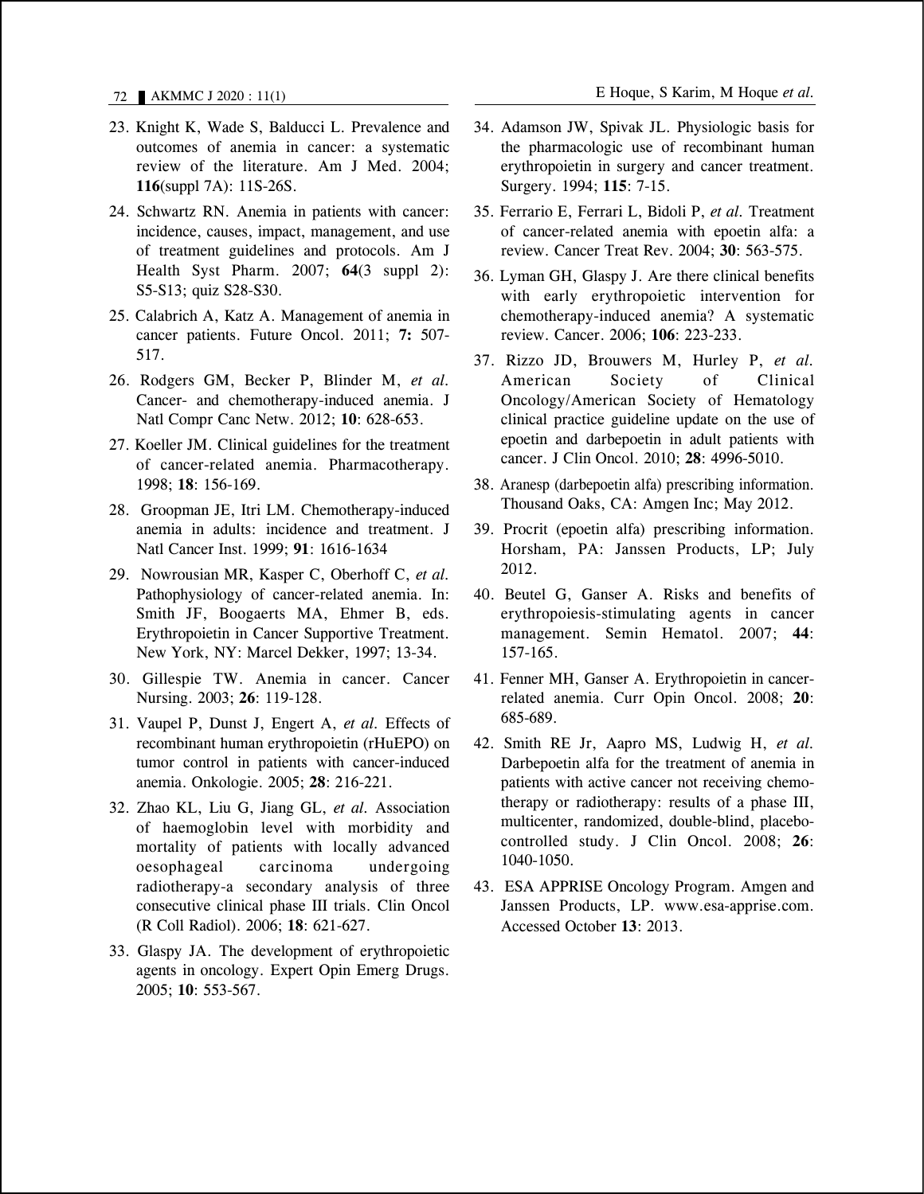23. Knight K, Wade S, Balducci L. Prevalence and outcomes of anemia in cancer: a systematic review of the literature. Am J Med. 2004; **116**(suppl 7A): 11S-26S.

24. Schwartz RN. Anemia in patients with cancer: incidence, causes, impact, management, and use of treatment guidelines and protocols. Am J Health Syst Pharm. 2007; **64**(3 suppl 2): S5-S13; quiz S28-S30.

25. Calabrich A, Katz A. Management of anemia in cancer patients. Future Oncol. 2011; **7:** 507-517.

26. Rodgers GM, Becker P, Blinder M, *et al.* Cancer- and chemotherapy-induced anemia. J Natl Compr Canc Netw. 2012; **10**: 628-653.

27. Koeller JM. Clinical guidelines for the treatment of cancer-related anemia. Pharmacotherapy. 1998; **18**: 156-169.

28. Groopman JE, Itri LM. Chemotherapy-induced anemia in adults: incidence and treatment. J Natl Cancer Inst. 1999; **91**: 1616-1634

29. Nowrousian MR, Kasper C, Oberhoff C, *et al.* Pathophysiology of cancer-related anemia. In: Smith JF, Boogaerts MA, Ehmer B, eds. Erythropoietin in Cancer Supportive Treatment. New York, NY: Marcel Dekker, 1997; 13-34.

30. Gillespie TW. Anemia in cancer. Cancer Nursing. 2003; **26**: 119-128.

31. Vaupel P, Dunst J, Engert A, *et al.* Effects of recombinant human erythropoietin (rHuEPO) on tumor control in patients with cancer-induced anemia. Onkologie. 2005; **28**: 216-221.

32. Zhao KL, Liu G, Jiang GL, *et al.* Association of haemoglobin level with morbidity and mortality of patients with locally advanced oesophageal carcinoma undergoing radiotherapy-a secondary analysis of three consecutive clinical phase III trials. Clin Oncol (R Coll Radiol). 2006; **18**: 621-627.

33. Glaspy JA. The development of erythropoietic agents in oncology. Expert Opin Emerg Drugs. 2005; **10**: 553-567.

34. Adamson JW, Spivak JL. Physiologic basis for the pharmacologic use of recombinant human erythropoietin in surgery and cancer treatment. Surgery. 1994; **115**: 7-15.

35. Ferrario E, Ferrari L, Bidoli P, *et al.* Treatment of cancer-related anemia with epoetin alfa: a review. Cancer Treat Rev. 2004; **30**: 563-575.

36. Lyman GH, Glaspy J. Are there clinical benefits with early erythropoietic intervention for chemotherapy-induced anemia? A systematic review. Cancer. 2006; **106**: 223-233.

37. Rizzo JD, Brouwers M, Hurley P, *et al.* American Society of Clinical Oncology/American Society of Hematology clinical practice guideline update on the use of epoetin and darbepoetin in adult patients with cancer. J Clin Oncol. 2010; **28**: 4996-5010.

38. Aranesp (darbepoetin alfa) prescribing information. Thousand Oaks, CA: Amgen Inc; May 2012.

39. Procrit (epoetin alfa) prescribing information. Horsham, PA: Janssen Products, LP; July 2012.

40. Beutel G, Ganser A. Risks and benefits of erythropoiesis-stimulating agents in cancer management. Semin Hematol. 2007; **44**: 157-165.

41. Fenner MH, Ganser A. Erythropoietin in cancer-related anemia. Curr Opin Oncol. 2008; **20**: 685-689.

42. Smith RE Jr, Aapro MS, Ludwig H, *et al.* Darbepoetin alfa for the treatment of anemia in patients with active cancer not receiving chemotherapy or radiotherapy: results of a phase III, multicenter, randomized, double-blind, placebo-controlled study. J Clin Oncol. 2008; **26**: 1040-1050.

43. ESA APPRISE Oncology Program. Amgen and Janssen Products, LP. www.esa-apprise.com. Accessed October **13**: 2013.